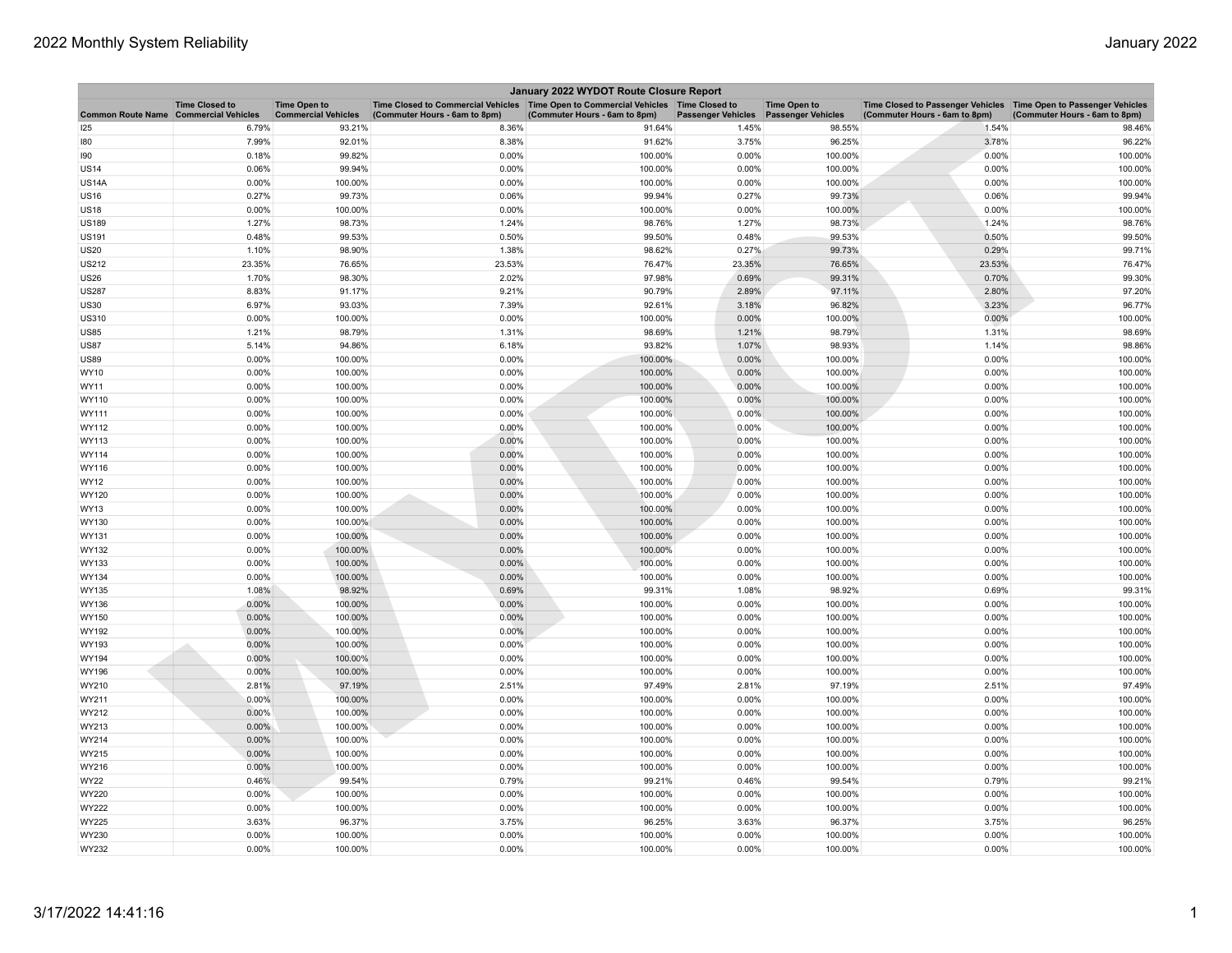| January 2022 WYDOT Route Closure Report | | | | | | | | |
|---|---|---|---|---|---|---|---|---|
| Common Route Name | Time Closed to Commercial Vehicles | Time Open to Commercial Vehicles | Time Closed to Commercial Vehicles (Commuter Hours - 6am to 8pm) | Time Open to Commercial Vehicles (Commuter Hours - 6am to 8pm) | Time Closed to Passenger Vehicles | Time Open to Passenger Vehicles | Time Closed to Passenger Vehicles (Commuter Hours - 6am to 8pm) | Time Open to Passenger Vehicles (Commuter Hours - 6am to 8pm) |
| I25 | 6.79% | 93.21% | 8.36% | 91.64% | 1.45% | 98.55% | 1.54% | 98.46% |
| I80 | 7.99% | 92.01% | 8.38% | 91.62% | 3.75% | 96.25% | 3.78% | 96.22% |
| I90 | 0.18% | 99.82% | 0.00% | 100.00% | 0.00% | 100.00% | 0.00% | 100.00% |
| US14 | 0.06% | 99.94% | 0.00% | 100.00% | 0.00% | 100.00% | 0.00% | 100.00% |
| US14A | 0.00% | 100.00% | 0.00% | 100.00% | 0.00% | 100.00% | 0.00% | 100.00% |
| US16 | 0.27% | 99.73% | 0.06% | 99.94% | 0.27% | 99.73% | 0.06% | 99.94% |
| US18 | 0.00% | 100.00% | 0.00% | 100.00% | 0.00% | 100.00% | 0.00% | 100.00% |
| US189 | 1.27% | 98.73% | 1.24% | 98.76% | 1.27% | 98.73% | 1.24% | 98.76% |
| US191 | 0.48% | 99.53% | 0.50% | 99.50% | 0.48% | 99.53% | 0.50% | 99.50% |
| US20 | 1.10% | 98.90% | 1.38% | 98.62% | 0.27% | 99.73% | 0.29% | 99.71% |
| US212 | 23.35% | 76.65% | 23.53% | 76.47% | 23.35% | 76.65% | 23.53% | 76.47% |
| US26 | 1.70% | 98.30% | 2.02% | 97.98% | 0.69% | 99.31% | 0.70% | 99.30% |
| US287 | 8.83% | 91.17% | 9.21% | 90.79% | 2.89% | 97.11% | 2.80% | 97.20% |
| US30 | 6.97% | 93.03% | 7.39% | 92.61% | 3.18% | 96.82% | 3.23% | 96.77% |
| US310 | 0.00% | 100.00% | 0.00% | 100.00% | 0.00% | 100.00% | 0.00% | 100.00% |
| US85 | 1.21% | 98.79% | 1.31% | 98.69% | 1.21% | 98.79% | 1.31% | 98.69% |
| US87 | 5.14% | 94.86% | 6.18% | 93.82% | 1.07% | 98.93% | 1.14% | 98.86% |
| US89 | 0.00% | 100.00% | 0.00% | 100.00% | 0.00% | 100.00% | 0.00% | 100.00% |
| WY10 | 0.00% | 100.00% | 0.00% | 100.00% | 0.00% | 100.00% | 0.00% | 100.00% |
| WY11 | 0.00% | 100.00% | 0.00% | 100.00% | 0.00% | 100.00% | 0.00% | 100.00% |
| WY110 | 0.00% | 100.00% | 0.00% | 100.00% | 0.00% | 100.00% | 0.00% | 100.00% |
| WY111 | 0.00% | 100.00% | 0.00% | 100.00% | 0.00% | 100.00% | 0.00% | 100.00% |
| WY112 | 0.00% | 100.00% | 0.00% | 100.00% | 0.00% | 100.00% | 0.00% | 100.00% |
| WY113 | 0.00% | 100.00% | 0.00% | 100.00% | 0.00% | 100.00% | 0.00% | 100.00% |
| WY114 | 0.00% | 100.00% | 0.00% | 100.00% | 0.00% | 100.00% | 0.00% | 100.00% |
| WY116 | 0.00% | 100.00% | 0.00% | 100.00% | 0.00% | 100.00% | 0.00% | 100.00% |
| WY12 | 0.00% | 100.00% | 0.00% | 100.00% | 0.00% | 100.00% | 0.00% | 100.00% |
| WY120 | 0.00% | 100.00% | 0.00% | 100.00% | 0.00% | 100.00% | 0.00% | 100.00% |
| WY13 | 0.00% | 100.00% | 0.00% | 100.00% | 0.00% | 100.00% | 0.00% | 100.00% |
| WY130 | 0.00% | 100.00% | 0.00% | 100.00% | 0.00% | 100.00% | 0.00% | 100.00% |
| WY131 | 0.00% | 100.00% | 0.00% | 100.00% | 0.00% | 100.00% | 0.00% | 100.00% |
| WY132 | 0.00% | 100.00% | 0.00% | 100.00% | 0.00% | 100.00% | 0.00% | 100.00% |
| WY133 | 0.00% | 100.00% | 0.00% | 100.00% | 0.00% | 100.00% | 0.00% | 100.00% |
| WY134 | 0.00% | 100.00% | 0.00% | 100.00% | 0.00% | 100.00% | 0.00% | 100.00% |
| WY135 | 1.08% | 98.92% | 0.69% | 99.31% | 1.08% | 98.92% | 0.69% | 99.31% |
| WY136 | 0.00% | 100.00% | 0.00% | 100.00% | 0.00% | 100.00% | 0.00% | 100.00% |
| WY150 | 0.00% | 100.00% | 0.00% | 100.00% | 0.00% | 100.00% | 0.00% | 100.00% |
| WY192 | 0.00% | 100.00% | 0.00% | 100.00% | 0.00% | 100.00% | 0.00% | 100.00% |
| WY193 | 0.00% | 100.00% | 0.00% | 100.00% | 0.00% | 100.00% | 0.00% | 100.00% |
| WY194 | 0.00% | 100.00% | 0.00% | 100.00% | 0.00% | 100.00% | 0.00% | 100.00% |
| WY196 | 0.00% | 100.00% | 0.00% | 100.00% | 0.00% | 100.00% | 0.00% | 100.00% |
| WY210 | 2.81% | 97.19% | 2.51% | 97.49% | 2.81% | 97.19% | 2.51% | 97.49% |
| WY211 | 0.00% | 100.00% | 0.00% | 100.00% | 0.00% | 100.00% | 0.00% | 100.00% |
| WY212 | 0.00% | 100.00% | 0.00% | 100.00% | 0.00% | 100.00% | 0.00% | 100.00% |
| WY213 | 0.00% | 100.00% | 0.00% | 100.00% | 0.00% | 100.00% | 0.00% | 100.00% |
| WY214 | 0.00% | 100.00% | 0.00% | 100.00% | 0.00% | 100.00% | 0.00% | 100.00% |
| WY215 | 0.00% | 100.00% | 0.00% | 100.00% | 0.00% | 100.00% | 0.00% | 100.00% |
| WY216 | 0.00% | 100.00% | 0.00% | 100.00% | 0.00% | 100.00% | 0.00% | 100.00% |
| WY22 | 0.46% | 99.54% | 0.79% | 99.21% | 0.46% | 99.54% | 0.79% | 99.21% |
| WY220 | 0.00% | 100.00% | 0.00% | 100.00% | 0.00% | 100.00% | 0.00% | 100.00% |
| WY222 | 0.00% | 100.00% | 0.00% | 100.00% | 0.00% | 100.00% | 0.00% | 100.00% |
| WY225 | 3.63% | 96.37% | 3.75% | 96.25% | 3.63% | 96.37% | 3.75% | 96.25% |
| WY230 | 0.00% | 100.00% | 0.00% | 100.00% | 0.00% | 100.00% | 0.00% | 100.00% |
| WY232 | 0.00% | 100.00% | 0.00% | 100.00% | 0.00% | 100.00% | 0.00% | 100.00% |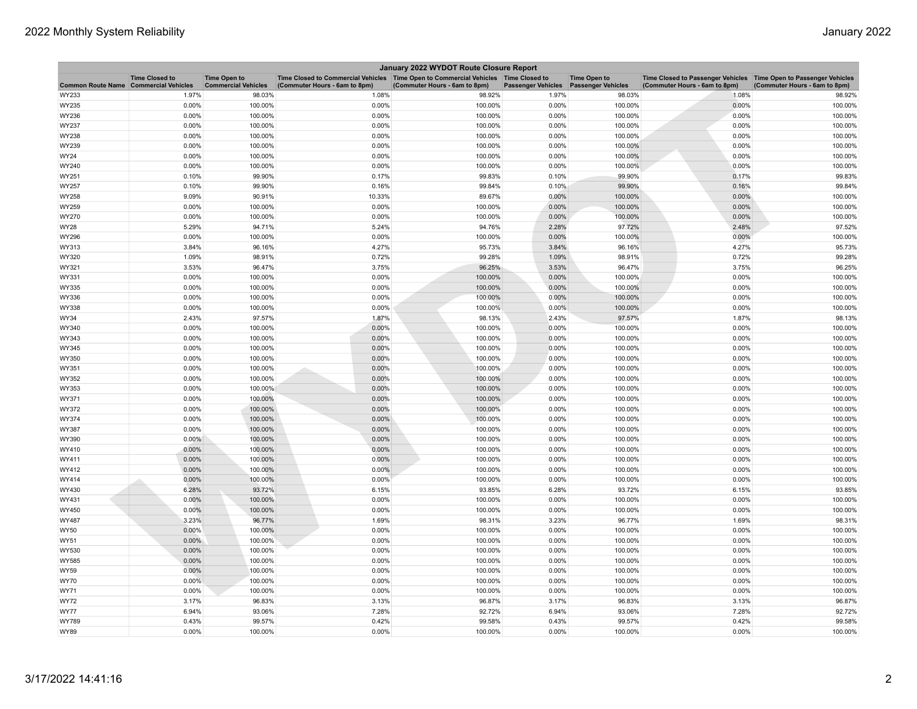| January 2022 WYDOT Route Closure Report | | | | | | | | |
|---|---|---|---|---|---|---|---|---|
| Common Route Name | Time Closed to Commercial Vehicles | Time Open to Commercial Vehicles | Time Closed to Commercial Vehicles (Commuter Hours - 6am to 8pm) | Time Open to Commercial Vehicles (Commuter Hours - 6am to 8pm) | Time Closed to Passenger Vehicles | Time Open to Passenger Vehicles | Time Closed to Passenger Vehicles (Commuter Hours - 6am to 8pm) | Time Open to Passenger Vehicles (Commuter Hours - 6am to 8pm) |
| WY233 | 1.97% | 98.03% | 1.08% | 98.92% | 1.97% | 98.03% | 1.08% | 98.92% |
| WY235 | 0.00% | 100.00% | 0.00% | 100.00% | 0.00% | 100.00% | 0.00% | 100.00% |
| WY236 | 0.00% | 100.00% | 0.00% | 100.00% | 0.00% | 100.00% | 0.00% | 100.00% |
| WY237 | 0.00% | 100.00% | 0.00% | 100.00% | 0.00% | 100.00% | 0.00% | 100.00% |
| WY238 | 0.00% | 100.00% | 0.00% | 100.00% | 0.00% | 100.00% | 0.00% | 100.00% |
| WY239 | 0.00% | 100.00% | 0.00% | 100.00% | 0.00% | 100.00% | 0.00% | 100.00% |
| WY24 | 0.00% | 100.00% | 0.00% | 100.00% | 0.00% | 100.00% | 0.00% | 100.00% |
| WY240 | 0.00% | 100.00% | 0.00% | 100.00% | 0.00% | 100.00% | 0.00% | 100.00% |
| WY251 | 0.10% | 99.90% | 0.17% | 99.83% | 0.10% | 99.90% | 0.17% | 99.83% |
| WY257 | 0.10% | 99.90% | 0.16% | 99.84% | 0.10% | 99.90% | 0.16% | 99.84% |
| WY258 | 9.09% | 90.91% | 10.33% | 89.67% | 0.00% | 100.00% | 0.00% | 100.00% |
| WY259 | 0.00% | 100.00% | 0.00% | 100.00% | 0.00% | 100.00% | 0.00% | 100.00% |
| WY270 | 0.00% | 100.00% | 0.00% | 100.00% | 0.00% | 100.00% | 0.00% | 100.00% |
| WY28 | 5.29% | 94.71% | 5.24% | 94.76% | 2.28% | 97.72% | 2.48% | 97.52% |
| WY296 | 0.00% | 100.00% | 0.00% | 100.00% | 0.00% | 100.00% | 0.00% | 100.00% |
| WY313 | 3.84% | 96.16% | 4.27% | 95.73% | 3.84% | 96.16% | 4.27% | 95.73% |
| WY320 | 1.09% | 98.91% | 0.72% | 99.28% | 1.09% | 98.91% | 0.72% | 99.28% |
| WY321 | 3.53% | 96.47% | 3.75% | 96.25% | 3.53% | 96.47% | 3.75% | 96.25% |
| WY331 | 0.00% | 100.00% | 0.00% | 100.00% | 0.00% | 100.00% | 0.00% | 100.00% |
| WY335 | 0.00% | 100.00% | 0.00% | 100.00% | 0.00% | 100.00% | 0.00% | 100.00% |
| WY336 | 0.00% | 100.00% | 0.00% | 100.00% | 0.00% | 100.00% | 0.00% | 100.00% |
| WY338 | 0.00% | 100.00% | 0.00% | 100.00% | 0.00% | 100.00% | 0.00% | 100.00% |
| WY34 | 2.43% | 97.57% | 1.87% | 98.13% | 2.43% | 97.57% | 1.87% | 98.13% |
| WY340 | 0.00% | 100.00% | 0.00% | 100.00% | 0.00% | 100.00% | 0.00% | 100.00% |
| WY343 | 0.00% | 100.00% | 0.00% | 100.00% | 0.00% | 100.00% | 0.00% | 100.00% |
| WY345 | 0.00% | 100.00% | 0.00% | 100.00% | 0.00% | 100.00% | 0.00% | 100.00% |
| WY350 | 0.00% | 100.00% | 0.00% | 100.00% | 0.00% | 100.00% | 0.00% | 100.00% |
| WY351 | 0.00% | 100.00% | 0.00% | 100.00% | 0.00% | 100.00% | 0.00% | 100.00% |
| WY352 | 0.00% | 100.00% | 0.00% | 100.00% | 0.00% | 100.00% | 0.00% | 100.00% |
| WY353 | 0.00% | 100.00% | 0.00% | 100.00% | 0.00% | 100.00% | 0.00% | 100.00% |
| WY371 | 0.00% | 100.00% | 0.00% | 100.00% | 0.00% | 100.00% | 0.00% | 100.00% |
| WY372 | 0.00% | 100.00% | 0.00% | 100.00% | 0.00% | 100.00% | 0.00% | 100.00% |
| WY374 | 0.00% | 100.00% | 0.00% | 100.00% | 0.00% | 100.00% | 0.00% | 100.00% |
| WY387 | 0.00% | 100.00% | 0.00% | 100.00% | 0.00% | 100.00% | 0.00% | 100.00% |
| WY390 | 0.00% | 100.00% | 0.00% | 100.00% | 0.00% | 100.00% | 0.00% | 100.00% |
| WY410 | 0.00% | 100.00% | 0.00% | 100.00% | 0.00% | 100.00% | 0.00% | 100.00% |
| WY411 | 0.00% | 100.00% | 0.00% | 100.00% | 0.00% | 100.00% | 0.00% | 100.00% |
| WY412 | 0.00% | 100.00% | 0.00% | 100.00% | 0.00% | 100.00% | 0.00% | 100.00% |
| WY414 | 0.00% | 100.00% | 0.00% | 100.00% | 0.00% | 100.00% | 0.00% | 100.00% |
| WY430 | 6.28% | 93.72% | 6.15% | 93.85% | 6.28% | 93.72% | 6.15% | 93.85% |
| WY431 | 0.00% | 100.00% | 0.00% | 100.00% | 0.00% | 100.00% | 0.00% | 100.00% |
| WY450 | 0.00% | 100.00% | 0.00% | 100.00% | 0.00% | 100.00% | 0.00% | 100.00% |
| WY487 | 3.23% | 96.77% | 1.69% | 98.31% | 3.23% | 96.77% | 1.69% | 98.31% |
| WY50 | 0.00% | 100.00% | 0.00% | 100.00% | 0.00% | 100.00% | 0.00% | 100.00% |
| WY51 | 0.00% | 100.00% | 0.00% | 100.00% | 0.00% | 100.00% | 0.00% | 100.00% |
| WY530 | 0.00% | 100.00% | 0.00% | 100.00% | 0.00% | 100.00% | 0.00% | 100.00% |
| WY585 | 0.00% | 100.00% | 0.00% | 100.00% | 0.00% | 100.00% | 0.00% | 100.00% |
| WY59 | 0.00% | 100.00% | 0.00% | 100.00% | 0.00% | 100.00% | 0.00% | 100.00% |
| WY70 | 0.00% | 100.00% | 0.00% | 100.00% | 0.00% | 100.00% | 0.00% | 100.00% |
| WY71 | 0.00% | 100.00% | 0.00% | 100.00% | 0.00% | 100.00% | 0.00% | 100.00% |
| WY72 | 3.17% | 96.83% | 3.13% | 96.87% | 3.17% | 96.83% | 3.13% | 96.87% |
| WY77 | 6.94% | 93.06% | 7.28% | 92.72% | 6.94% | 93.06% | 7.28% | 92.72% |
| WY789 | 0.43% | 99.57% | 0.42% | 99.58% | 0.43% | 99.57% | 0.42% | 99.58% |
| WY89 | 0.00% | 100.00% | 0.00% | 100.00% | 0.00% | 100.00% | 0.00% | 100.00% |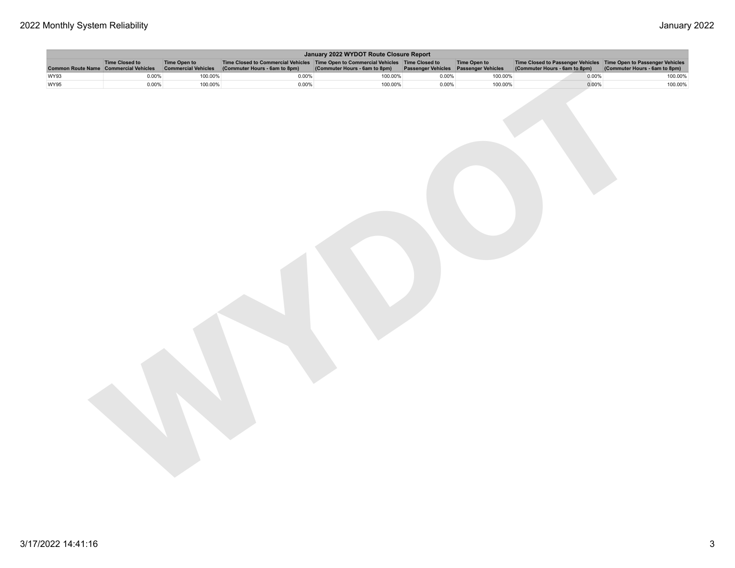| January 2022 WYDOT Route Closure Report | | | | | | | | |
|---|---|---|---|---|---|---|---|---|
| Common Route Name | Time Closed to Commercial Vehicles | Time Open to Commercial Vehicles | Time Closed to Commercial Vehicles (Commuter Hours - 6am to 8pm) | Time Open to Commercial Vehicles (Commuter Hours - 6am to 8pm) | Time Closed to Passenger Vehicles | Time Open to Passenger Vehicles | Time Closed to Passenger Vehicles (Commuter Hours - 6am to 8pm) | Time Open to Passenger Vehicles (Commuter Hours - 6am to 8pm) |
| WY93 | 0.00% | 100.00% | 0.00% | 100.00% | 0.00% | 100.00% | 0.00% | 100.00% |
| WY95 | 0.00% | 100.00% | 0.00% | 100.00% | 0.00% | 100.00% | 0.00% | 100.00% |